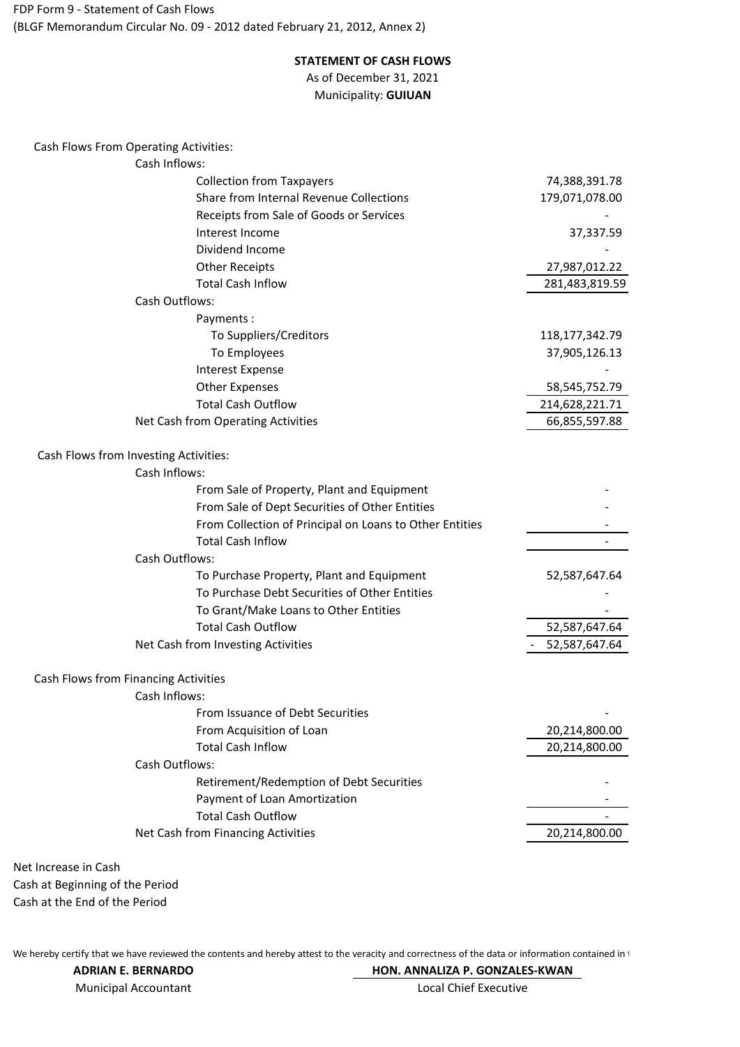FDP Form 9 - Statement of Cash Flows
(BLGF Memorandum Circular No. 09 - 2012 dated February 21, 2012, Annex 2)

**STATEMENT OF CASH FLOWS**
As of December 31, 2021
Municipality: **GUIUAN**

| | |
|---|---|
| **Cash Flows From Operating Activities:** | |
| Cash Inflows: | |
| Collection from Taxpayers | 74,388,391.78 |
| Share from Internal Revenue Collections | 179,071,078.00 |
| Receipts from Sale of Goods or Services | - |
| Interest Income | 37,337.59 |
| Dividend Income | - |
| Other Receipts | 27,987,012.22 |
| Total Cash Inflow | 281,483,819.59 |
| Cash Outflows: | |
| Payments : | |
| To Suppliers/Creditors | 118,177,342.79 |
| To Employees | 37,905,126.13 |
| Interest Expense | - |
| Other Expenses | 58,545,752.79 |
| Total Cash Outflow | 214,628,221.71 |
| Net Cash from Operating Activities | 66,855,597.88 |
| **Cash Flows from Investing Activities:** | |
| Cash Inflows: | |
| From Sale of Property, Plant and Equipment | - |
| From Sale of Dept Securities of Other Entities | - |
| From Collection of Principal on Loans to Other Entities | - |
| Total Cash Inflow | - |
| Cash Outflows: | |
| To Purchase Property, Plant and Equipment | 52,587,647.64 |
| To Purchase Debt Securities of Other Entities | - |
| To Grant/Make Loans to Other Entities | - |
| Total Cash Outflow | 52,587,647.64 |
| Net Cash from Investing Activities | - 52,587,647.64 |
| **Cash Flows from Financing Activities** | |
| Cash Inflows: | |
| From Issuance of Debt Securities | - |
| From Acquisition of Loan | 20,214,800.00 |
| Total Cash Inflow | 20,214,800.00 |
| Cash Outflows: | |
| Retirement/Redemption of Debt Securities | - |
| Payment of Loan Amortization | - |
| Total Cash Outflow | - |
| Net Cash from Financing Activities | 20,214,800.00 |
| Net Increase in Cash | |
| Cash at Beginning of the Period | |
| Cash at the End of the Period | |

We hereby certify that we have reviewed the contents and hereby attest to the veracity and correctness of the data or information contained in t

**ADRIAN E. BERNARDO**
Municipal Accountant

**HON. ANNALIZA P. GONZALES-KWAN**
Local Chief Executive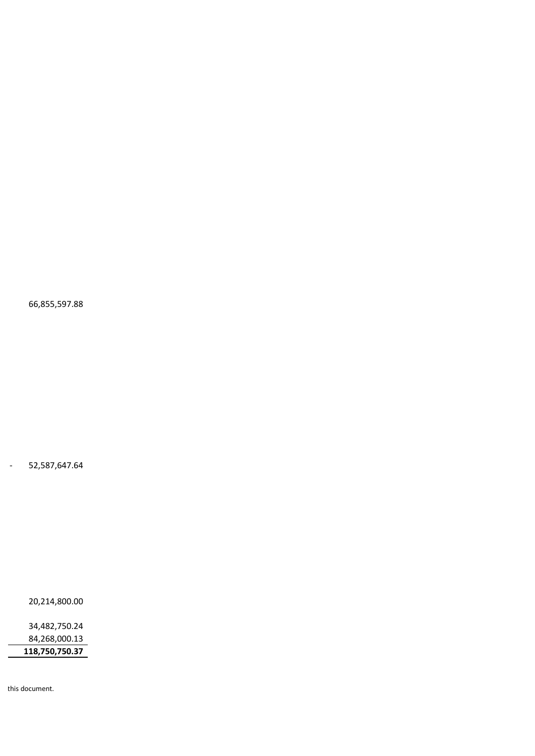66,855,597.88

\- 52,587,647.64

20,214,800.00

34,482,750.24

84,268,000.13

**118,750,750.37**

this document.